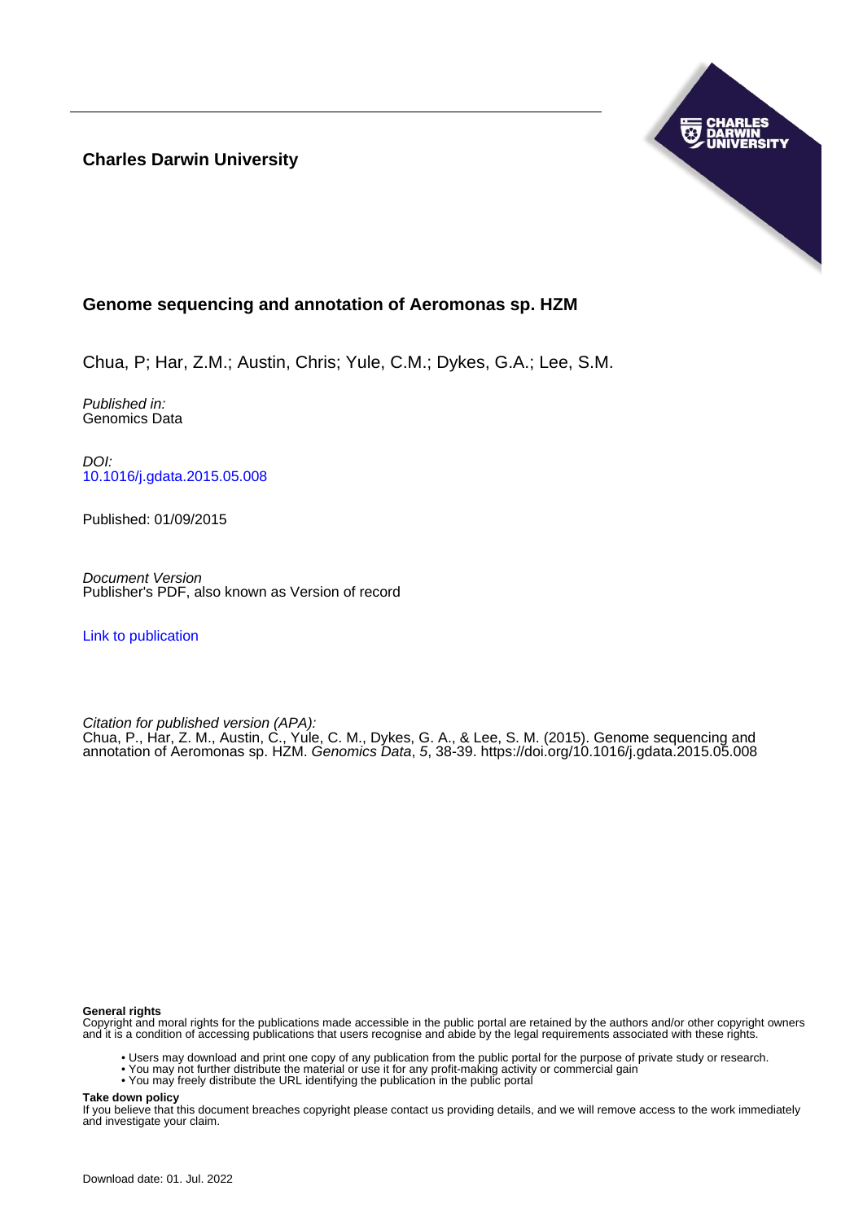**Charles Darwin University**

# Genome sequencing and annotation of Aeromonas sp. HZM

Chua, P; Har, Z.M.; Austin, Chris; Yule, C.M.; Dykes, G.A.; Lee, S.M.

*Published in:*
Genomics Data

*DOI:*
10.1016/j.gdata.2015.05.008

Published: 01/09/2015

*Document Version*
Publisher's PDF, also known as Version of record

Link to publication

*Citation for published version (APA):*
Chua, P., Har, Z. M., Austin, C., Yule, C. M., Dykes, G. A., & Lee, S. M. (2015). Genome sequencing and annotation of Aeromonas sp. HZM. *Genomics Data*, *5*, 38-39. https://doi.org/10.1016/j.gdata.2015.05.008

**General rights**
Copyright and moral rights for the publications made accessible in the public portal are retained by the authors and/or other copyright owners and it is a condition of accessing publications that users recognise and abide by the legal requirements associated with these rights.

- Users may download and print one copy of any publication from the public portal for the purpose of private study or research.
- You may not further distribute the material or use it for any profit-making activity or commercial gain
- You may freely distribute the URL identifying the publication in the public portal

**Take down policy**
If you believe that this document breaches copyright please contact us providing details, and we will remove access to the work immediately and investigate your claim.

Download date: 01. Jul. 2022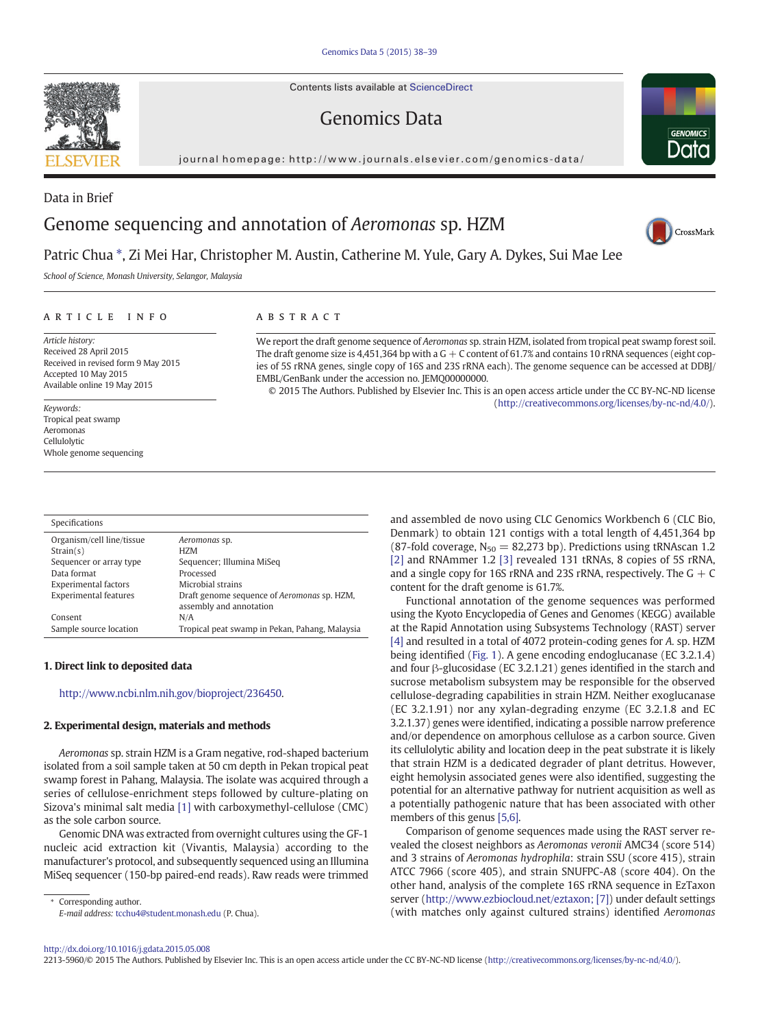Data in Brief

# Genome sequencing and annotation of *Aeromonas* sp. HZM

Patric Chua *, Zi Mei Har, Christopher M. Austin, Catherine M. Yule, Gary A. Dykes, Sui Mae Lee

*School of Science, Monash University, Selangor, Malaysia*

## ARTICLE INFO

*Article history:*
Received 28 April 2015
Received in revised form 9 May 2015
Accepted 10 May 2015
Available online 19 May 2015

*Keywords:*
Tropical peat swamp
Aeromonas
Cellulolytic
Whole genome sequencing

## ABSTRACT

We report the draft genome sequence of *Aeromonas* sp. strain HZM, isolated from tropical peat swamp forest soil. The draft genome size is 4,451,364 bp with a G + C content of 61.7% and contains 10 rRNA sequences (eight copies of 5S rRNA genes, single copy of 16S and 23S rRNA each). The genome sequence can be accessed at DDBJ/EMBL/GenBank under the accession no. JEMQ00000000.

© 2015 The Authors. Published by Elsevier Inc. This is an open access article under the CC BY-NC-ND license (http://creativecommons.org/licenses/by-nc-nd/4.0/).

| Specifications | |
|---|---|
| Organism/cell line/tissue | *Aeromonas* sp. |
| Strain(s) | HZM |
| Sequencer or array type | Sequencer; Illumina MiSeq |
| Data format | Processed |
| Experimental factors | Microbial strains |
| Experimental features | Draft genome sequence of *Aeromonas* sp. HZM, assembly and annotation |
| Consent | N/A |
| Sample source location | Tropical peat swamp in Pekan, Pahang, Malaysia |

## 1. Direct link to deposited data

http://www.ncbi.nlm.nih.gov/bioproject/236450.

## 2. Experimental design, materials and methods

*Aeromonas* sp. strain HZM is a Gram negative, rod-shaped bacterium isolated from a soil sample taken at 50 cm depth in Pekan tropical peat swamp forest in Pahang, Malaysia. The isolate was acquired through a series of cellulose-enrichment steps followed by culture-plating on Sizova's minimal salt media [1] with carboxymethyl-cellulose (CMC) as the sole carbon source.

Genomic DNA was extracted from overnight cultures using the GF-1 nucleic acid extraction kit (Vivantis, Malaysia) according to the manufacturer's protocol, and subsequently sequenced using an Illumina MiSeq sequencer (150-bp paired-end reads). Raw reads were trimmed and assembled de novo using CLC Genomics Workbench 6 (CLC Bio, Denmark) to obtain 121 contigs with a total length of 4,451,364 bp (87-fold coverage, $N_{50}$ = 82,273 bp). Predictions using tRNAscan 1.2 [2] and RNAmmer 1.2 [3] revealed 131 tRNAs, 8 copies of 5S rRNA, and a single copy for 16S rRNA and 23S rRNA, respectively. The G + C content for the draft genome is 61.7%.

Functional annotation of the genome sequences was performed using the Kyoto Encyclopedia of Genes and Genomes (KEGG) available at the Rapid Annotation using Subsystems Technology (RAST) server [4] and resulted in a total of 4072 protein-coding genes for *A.* sp. HZM being identified (Fig. 1). A gene encoding endoglucanase (EC 3.2.1.4) and four β-glucosidase (EC 3.2.1.21) genes identified in the starch and sucrose metabolism subsystem may be responsible for the observed cellulose-degrading capabilities in strain HZM. Neither exoglucanase (EC 3.2.1.91) nor any xylan-degrading enzyme (EC 3.2.1.8 and EC 3.2.1.37) genes were identified, indicating a possible narrow preference and/or dependence on amorphous cellulose as a carbon source. Given its cellulolytic ability and location deep in the peat substrate it is likely that strain HZM is a dedicated degrader of plant detritus. However, eight hemolysin associated genes were also identified, suggesting the potential for an alternative pathway for nutrient acquisition as well as a potentially pathogenic nature that has been associated with other members of this genus [5,6].

Comparison of genome sequences made using the RAST server revealed the closest neighbors as *Aeromonas veronii* AMC34 (score 514) and 3 strains of *Aeromonas hydrophila*: strain SSU (score 415), strain ATCC 7966 (score 405), and strain SNUFPC-A8 (score 404). On the other hand, analysis of the complete 16S rRNA sequence in EzTaxon server (http://www.ezbiocloud.net/eztaxon; [7]) under default settings (with matches only against cultured strains) identified *Aeromonas*

\* Corresponding author.
*E-mail address:* tcchu4@student.monash.edu (P. Chua).

http://dx.doi.org/10.1016/j.gdata.2015.05.008
2213-5960/© 2015 The Authors. Published by Elsevier Inc. This is an open access article under the CC BY-NC-ND license (http://creativecommons.org/licenses/by-nc-nd/4.0/).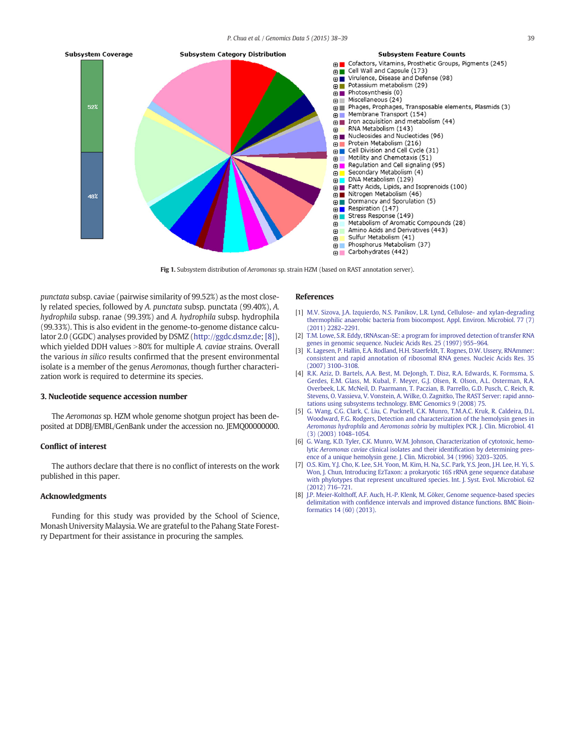Subsystem Coverage

52%

48%

Subsystem Category Distribution

Subsystem Feature Counts

Cofactors, Vitamins, Prosthetic Groups, Pigments (245)
Cell Wall and Capsule (173)
Virulence, Disease and Defense (98)
Potassium metabolism (29)
Photosynthesis (0)
Miscellaneous (24)
Phages, Prophages, Transposable elements, Plasmids (3)
Membrane Transport (154)
Iron acquisition and metabolism (44)
RNA Metabolism (143)
Nucleosides and Nucleotides (96)
Protein Metabolism (216)
Cell Division and Cell Cycle (31)
Motility and Chemotaxis (51)
Regulation and Cell signaling (95)
Secondary Metabolism (4)
DNA Metabolism (129)
Fatty Acids, Lipids, and Isoprenoids (100)
Nitrogen Metabolism (46)
Dormancy and Sporulation (5)
Respiration (147)
Stress Response (149)
Metabolism of Aromatic Compounds (28)
Amino Acids and Derivatives (443)
Sulfur Metabolism (41)
Phosphorus Metabolism (37)
Carbohydrates (442)

**Fig 1.** Subsystem distribution of *Aeromonas* sp. strain HZM (based on RAST annotation server).

*punctata* subsp. caviae (pairwise similarity of 99.52%) as the most closely related species, followed by *A. punctata* subsp. punctata (99.40%), *A. hydrophila* subsp. ranae (99.39%) and *A. hydrophila* subsp. hydrophila (99.33%). This is also evident in the genome-to-genome distance calculator 2.0 (GGDC) analyses provided by DSMZ (http://ggdc.dsmz.de; [8]), which yielded DDH values >80% for multiple *A. caviae* strains. Overall the various *in silico* results confirmed that the present environmental isolate is a member of the genus *Aeromonas*, though further characterization work is required to determine its species.

## 3. Nucleotide sequence accession number

The *Aeromonas* sp. HZM whole genome shotgun project has been deposited at DDBJ/EMBL/GenBank under the accession no. JEMQ00000000.

## Conflict of interest

The authors declare that there is no conflict of interests on the work published in this paper.

## Acknowledgments

Funding for this study was provided by the School of Science, Monash University Malaysia. We are grateful to the Pahang State Forestry Department for their assistance in procuring the samples.

## References

[1] M.V. Sizova, J.A. Izquierdo, N.S. Panikov, L.R. Lynd, Cellulose- and xylan-degrading thermophilic anaerobic bacteria from biocompost. Appl. Environ. Microbiol. 77 (7) (2011) 2282–2291.

[2] T.M. Lowe, S.R. Eddy, tRNAscan-SE: a program for improved detection of transfer RNA genes in genomic sequence. Nucleic Acids Res. 25 (1997) 955–964.

[3] K. Lagesen, P. Hallin, E.A. Rodland, H.H. Staerfeldt, T. Rognes, D.W. Ussery, RNAmmer: consistent and rapid annotation of ribosomal RNA genes. Nucleic Acids Res. 35 (2007) 3100–3108.

[4] R.K. Aziz, D. Bartels, A.A. Best, M. DeJongh, T. Disz, R.A. Edwards, K. Formsma, S. Gerdes, E.M. Glass, M. Kubal, F. Meyer, G.J. Olsen, R. Olson, A.L. Osterman, R.A. Overbeek, L.K. McNeil, D. Paarmann, T. Paczian, B. Parrello, G.D. Pusch, C. Reich, R. Stevens, O. Vassieva, V. Vonstein, A. Wilke, O. Zagnitko, The RAST Server: rapid annotations using subsystems technology. BMC Genomics 9 (2008) 75.

[5] G. Wang, C.G. Clark, C. Liu, C. Pucknell, C.K. Munro, T.M.A.C. Kruk, R. Caldeira, D.L. Woodward, F.G. Rodgers, Detection and characterization of the hemolysin genes in *Aeromonas hydrophila* and *Aeromonas sobria* by multiplex PCR. J. Clin. Microbiol. 41 (3) (2003) 1048–1054.

[6] G. Wang, K.D. Tyler, C.K. Munro, W.M. Johnson, Characterization of cytotoxic, hemolytic *Aeromonas caviae* clinical isolates and their identification by determining presence of a unique hemolysin gene. J. Clin. Microbiol. 34 (1996) 3203–3205.

[7] O.S. Kim, Y.J. Cho, K. Lee, S.H. Yoon, M. Kim, H. Na, S.C. Park, Y.S. Jeon, J.H. Lee, H. Yi, S. Won, J. Chun, Introducing EzTaxon: a prokaryotic 16S rRNA gene sequence database with phylotypes that represent uncultured species. Int. J. Syst. Evol. Microbiol. 62 (2012) 716–721.

[8] J.P. Meier-Kolthoff, A.F. Auch, H.-P. Klenk, M. Göker, Genome sequence-based species delimitation with confidence intervals and improved distance functions. BMC Bioinformatics 14 (60) (2013).